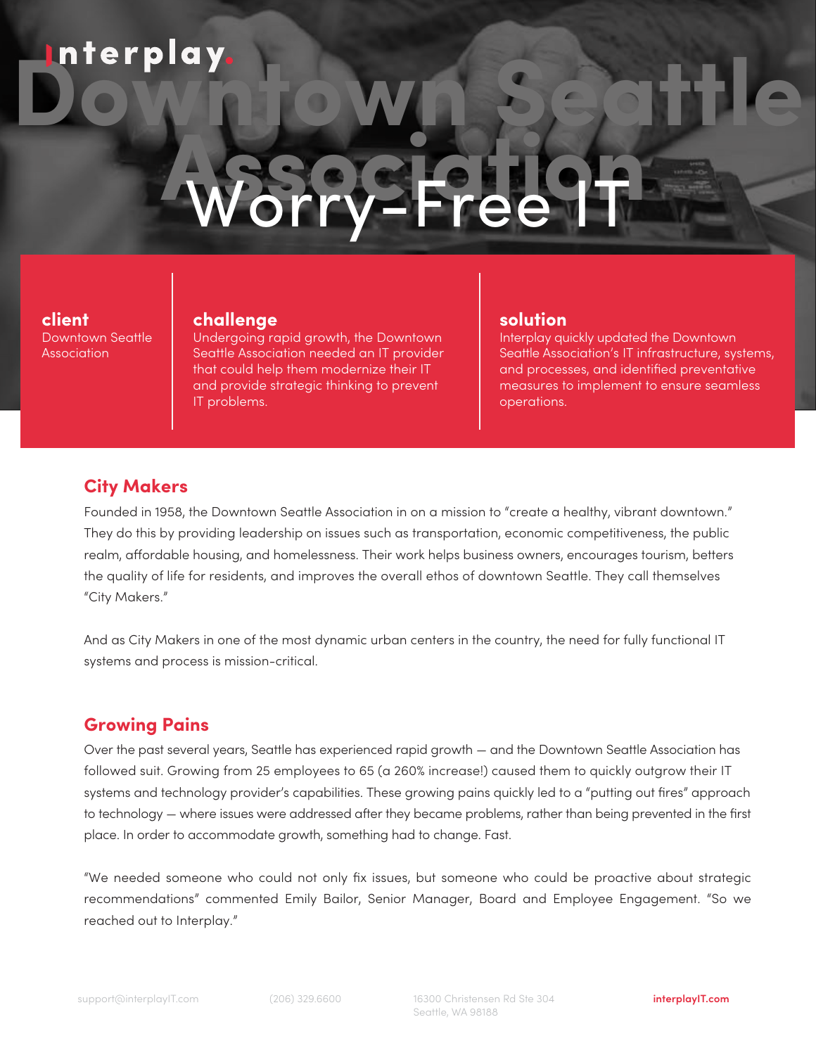interplay.

# Downtown Seattle Association

## Worry-Free IT

**client**
Downtown Seattle Association

**challenge**
Undergoing rapid growth, the Downtown Seattle Association needed an IT provider that could help them modernize their IT and provide strategic thinking to prevent IT problems.

**solution**
Interplay quickly updated the Downtown Seattle Association's IT infrastructure, systems, and processes, and identified preventative measures to implement to ensure seamless operations.

## City Makers

Founded in 1958, the Downtown Seattle Association in on a mission to "create a healthy, vibrant downtown." They do this by providing leadership on issues such as transportation, economic competitiveness, the public realm, affordable housing, and homelessness. Their work helps business owners, encourages tourism, betters the quality of life for residents, and improves the overall ethos of downtown Seattle. They call themselves "City Makers."

And as City Makers in one of the most dynamic urban centers in the country, the need for fully functional IT systems and process is mission-critical.

## Growing Pains

Over the past several years, Seattle has experienced rapid growth — and the Downtown Seattle Association has followed suit. Growing from 25 employees to 65 (a 260% increase!) caused them to quickly outgrow their IT systems and technology provider's capabilities. These growing pains quickly led to a "putting out fires" approach to technology — where issues were addressed after they became problems, rather than being prevented in the first place. In order to accommodate growth, something had to change. Fast.

"We needed someone who could not only fix issues, but someone who could be proactive about strategic recommendations" commented Emily Bailor, Senior Manager, Board and Employee Engagement. "So we reached out to Interplay."

support@interplayIT.com (206) 329.6600 16300 Christensen Rd Ste 304 Seattle, WA 98188 **interplayIT.com**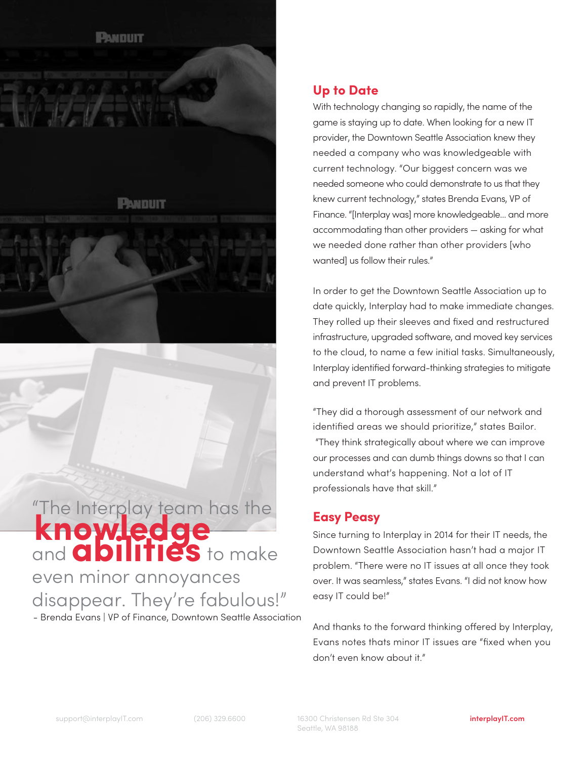> "The Interplay team has the **knowledge** and **abilities** to make even minor annoyances disappear. They're fabulous!"
>
> – Brenda Evans | VP of Finance, Downtown Seattle Association

## Up to Date

With technology changing so rapidly, the name of the game is staying up to date. When looking for a new IT provider, the Downtown Seattle Association knew they needed a company who was knowledgeable with current technology. "Our biggest concern was we needed someone who could demonstrate to us that they knew current technology," states Brenda Evans, VP of Finance. "[Interplay was] more knowledgeable... and more accommodating than other providers — asking for what we needed done rather than other providers [who wanted] us follow their rules."

In order to get the Downtown Seattle Association up to date quickly, Interplay had to make immediate changes. They rolled up their sleeves and fixed and restructured infrastructure, upgraded software, and moved key services to the cloud, to name a few initial tasks. Simultaneously, Interplay identified forward-thinking strategies to mitigate and prevent IT problems.

"They did a thorough assessment of our network and identified areas we should prioritize," states Bailor. "They think strategically about where we can improve our processes and can dumb things downs so that I can understand what's happening. Not a lot of IT professionals have that skill."

## Easy Peasy

Since turning to Interplay in 2014 for their IT needs, the Downtown Seattle Association hasn't had a major IT problem. "There were no IT issues at all once they took over. It was seamless," states Evans. "I did not know how easy IT could be!"

And thanks to the forward thinking offered by Interplay, Evans notes thats minor IT issues are "fixed when you don't even know about it."

support@interplayIT.com | (206) 329.6600 | 16300 Christensen Rd Ste 304 Seattle, WA 98188 | **interplayIT.com**